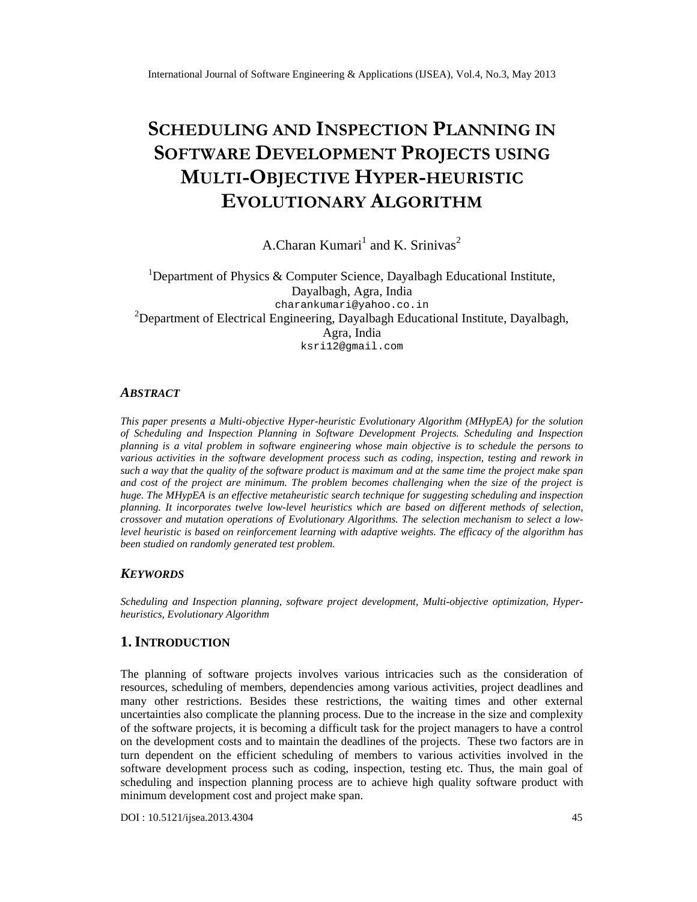# SCHEDULING AND INSPECTION PLANNING IN SOFTWARE DEVELOPMENT PROJECTS USING MULTI-OBJECTIVE HYPER-HEURISTIC EVOLUTIONARY ALGORITHM

A.Charan Kumari[1] and K. Srinivas[2]

[1]Department of Physics & Computer Science, Dayalbagh Educational Institute, Dayalbagh, Agra, India
charankumari@yahoo.co.in

[2]Department of Electrical Engineering, Dayalbagh Educational Institute, Dayalbagh, Agra, India
ksri12@gmail.com

### ABSTRACT

*This paper presents a Multi-objective Hyper-heuristic Evolutionary Algorithm (MHypEA) for the solution of Scheduling and Inspection Planning in Software Development Projects. Scheduling and Inspection planning is a vital problem in software engineering whose main objective is to schedule the persons to various activities in the software development process such as coding, inspection, testing and rework in such a way that the quality of the software product is maximum and at the same time the project make span and cost of the project are minimum. The problem becomes challenging when the size of the project is huge. The MHypEA is an effective metaheuristic search technique for suggesting scheduling and inspection planning. It incorporates twelve low-level heuristics which are based on different methods of selection, crossover and mutation operations of Evolutionary Algorithms. The selection mechanism to select a low-level heuristic is based on reinforcement learning with adaptive weights. The efficacy of the algorithm has been studied on randomly generated test problem.*

### KEYWORDS

*Scheduling and Inspection planning, software project development, Multi-objective optimization, Hyper-heuristics, Evolutionary Algorithm*

## 1. INTRODUCTION

The planning of software projects involves various intricacies such as the consideration of resources, scheduling of members, dependencies among various activities, project deadlines and many other restrictions. Besides these restrictions, the waiting times and other external uncertainties also complicate the planning process. Due to the increase in the size and complexity of the software projects, it is becoming a difficult task for the project managers to have a control on the development costs and to maintain the deadlines of the projects. These two factors are in turn dependent on the efficient scheduling of members to various activities involved in the software development process such as coding, inspection, testing etc. Thus, the main goal of scheduling and inspection planning process are to achieve high quality software product with minimum development cost and project make span.

DOI : 10.5121/ijsea.2013.4304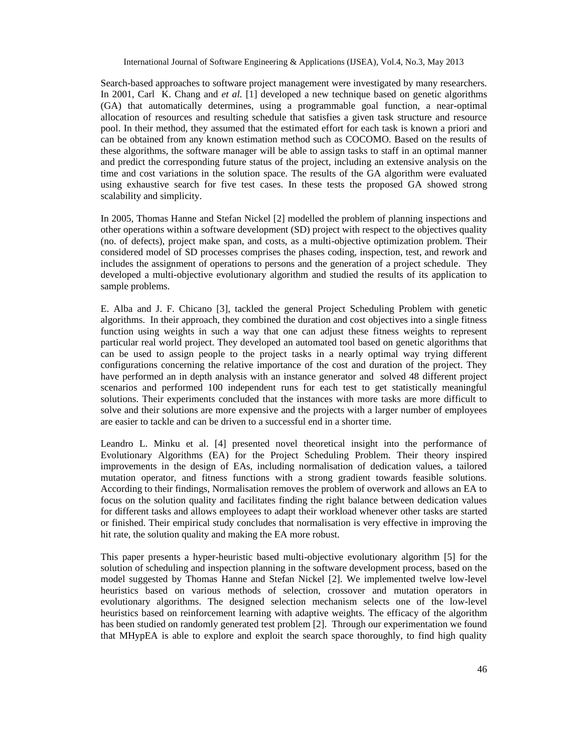Search-based approaches to software project management were investigated by many researchers. In 2001, Carl K. Chang and *et al.* [1] developed a new technique based on genetic algorithms (GA) that automatically determines, using a programmable goal function, a near-optimal allocation of resources and resulting schedule that satisfies a given task structure and resource pool. In their method, they assumed that the estimated effort for each task is known a priori and can be obtained from any known estimation method such as COCOMO. Based on the results of these algorithms, the software manager will be able to assign tasks to staff in an optimal manner and predict the corresponding future status of the project, including an extensive analysis on the time and cost variations in the solution space. The results of the GA algorithm were evaluated using exhaustive search for five test cases. In these tests the proposed GA showed strong scalability and simplicity.

In 2005, Thomas Hanne and Stefan Nickel [2] modelled the problem of planning inspections and other operations within a software development (SD) project with respect to the objectives quality (no. of defects), project make span, and costs, as a multi-objective optimization problem. Their considered model of SD processes comprises the phases coding, inspection, test, and rework and includes the assignment of operations to persons and the generation of a project schedule. They developed a multi-objective evolutionary algorithm and studied the results of its application to sample problems.

E. Alba and J. F. Chicano [3], tackled the general Project Scheduling Problem with genetic algorithms. In their approach, they combined the duration and cost objectives into a single fitness function using weights in such a way that one can adjust these fitness weights to represent particular real world project. They developed an automated tool based on genetic algorithms that can be used to assign people to the project tasks in a nearly optimal way trying different configurations concerning the relative importance of the cost and duration of the project. They have performed an in depth analysis with an instance generator and solved 48 different project scenarios and performed 100 independent runs for each test to get statistically meaningful solutions. Their experiments concluded that the instances with more tasks are more difficult to solve and their solutions are more expensive and the projects with a larger number of employees are easier to tackle and can be driven to a successful end in a shorter time.

Leandro L. Minku et al. [4] presented novel theoretical insight into the performance of Evolutionary Algorithms (EA) for the Project Scheduling Problem. Their theory inspired improvements in the design of EAs, including normalisation of dedication values, a tailored mutation operator, and fitness functions with a strong gradient towards feasible solutions. According to their findings, Normalisation removes the problem of overwork and allows an EA to focus on the solution quality and facilitates finding the right balance between dedication values for different tasks and allows employees to adapt their workload whenever other tasks are started or finished. Their empirical study concludes that normalisation is very effective in improving the hit rate, the solution quality and making the EA more robust.

This paper presents a hyper-heuristic based multi-objective evolutionary algorithm [5] for the solution of scheduling and inspection planning in the software development process, based on the model suggested by Thomas Hanne and Stefan Nickel [2]. We implemented twelve low-level heuristics based on various methods of selection, crossover and mutation operators in evolutionary algorithms. The designed selection mechanism selects one of the low-level heuristics based on reinforcement learning with adaptive weights. The efficacy of the algorithm has been studied on randomly generated test problem [2]. Through our experimentation we found that MHypEA is able to explore and exploit the search space thoroughly, to find high quality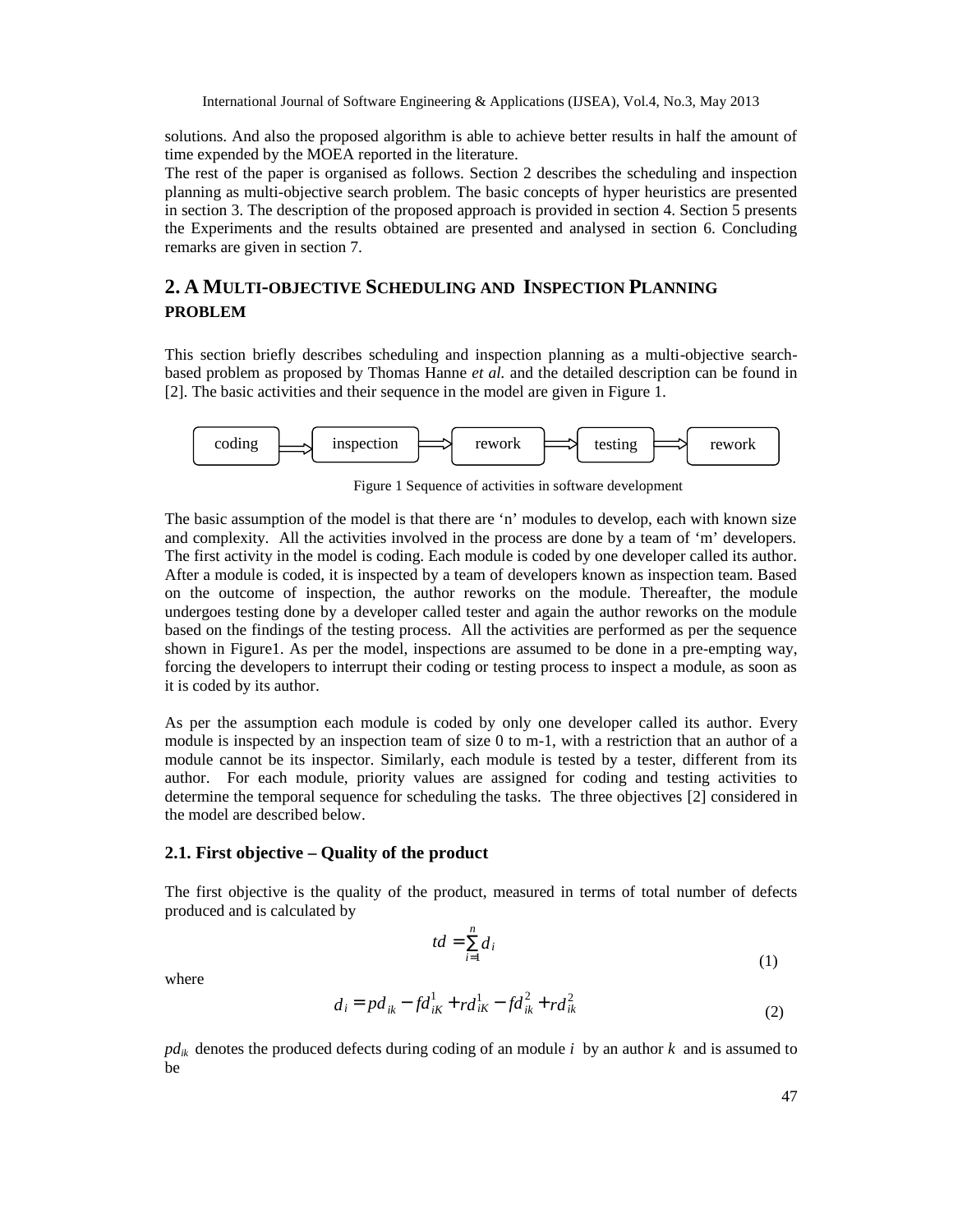solutions. And also the proposed algorithm is able to achieve better results in half the amount of time expended by the MOEA reported in the literature.

The rest of the paper is organised as follows. Section 2 describes the scheduling and inspection planning as multi-objective search problem. The basic concepts of hyper heuristics are presented in section 3. The description of the proposed approach is provided in section 4. Section 5 presents the Experiments and the results obtained are presented and analysed in section 6. Concluding remarks are given in section 7.

## 2. A MULTI-OBJECTIVE SCHEDULING AND INSPECTION PLANNING PROBLEM

This section briefly describes scheduling and inspection planning as a multi-objective search-based problem as proposed by Thomas Hanne *et al.* and the detailed description can be found in [2]. The basic activities and their sequence in the model are given in Figure 1.

coding → inspection → rework → testing → rework

Figure 1 Sequence of activities in software development

The basic assumption of the model is that there are 'n' modules to develop, each with known size and complexity. All the activities involved in the process are done by a team of 'm' developers. The first activity in the model is coding. Each module is coded by one developer called its author. After a module is coded, it is inspected by a team of developers known as inspection team. Based on the outcome of inspection, the author reworks on the module. Thereafter, the module undergoes testing done by a developer called tester and again the author reworks on the module based on the findings of the testing process. All the activities are performed as per the sequence shown in Figure1. As per the model, inspections are assumed to be done in a pre-empting way, forcing the developers to interrupt their coding or testing process to inspect a module, as soon as it is coded by its author.

As per the assumption each module is coded by only one developer called its author. Every module is inspected by an inspection team of size 0 to m-1, with a restriction that an author of a module cannot be its inspector. Similarly, each module is tested by a tester, different from its author. For each module, priority values are assigned for coding and testing activities to determine the temporal sequence for scheduling the tasks. The three objectives [2] considered in the model are described below.

### 2.1. First objective – Quality of the product

The first objective is the quality of the product, measured in terms of total number of defects produced and is calculated by

$$td = \sum_{i=1}^{n} d_i \tag{1}$$

where

$$d_i = pd_{ik} - fd_{iK}^1 + rd_{iK}^1 - fd_{ik}^2 + rd_{ik}^2 \tag{2}$$

$pd_{ik}$ denotes the produced defects during coding of an module $i$ by an author $k$ and is assumed to be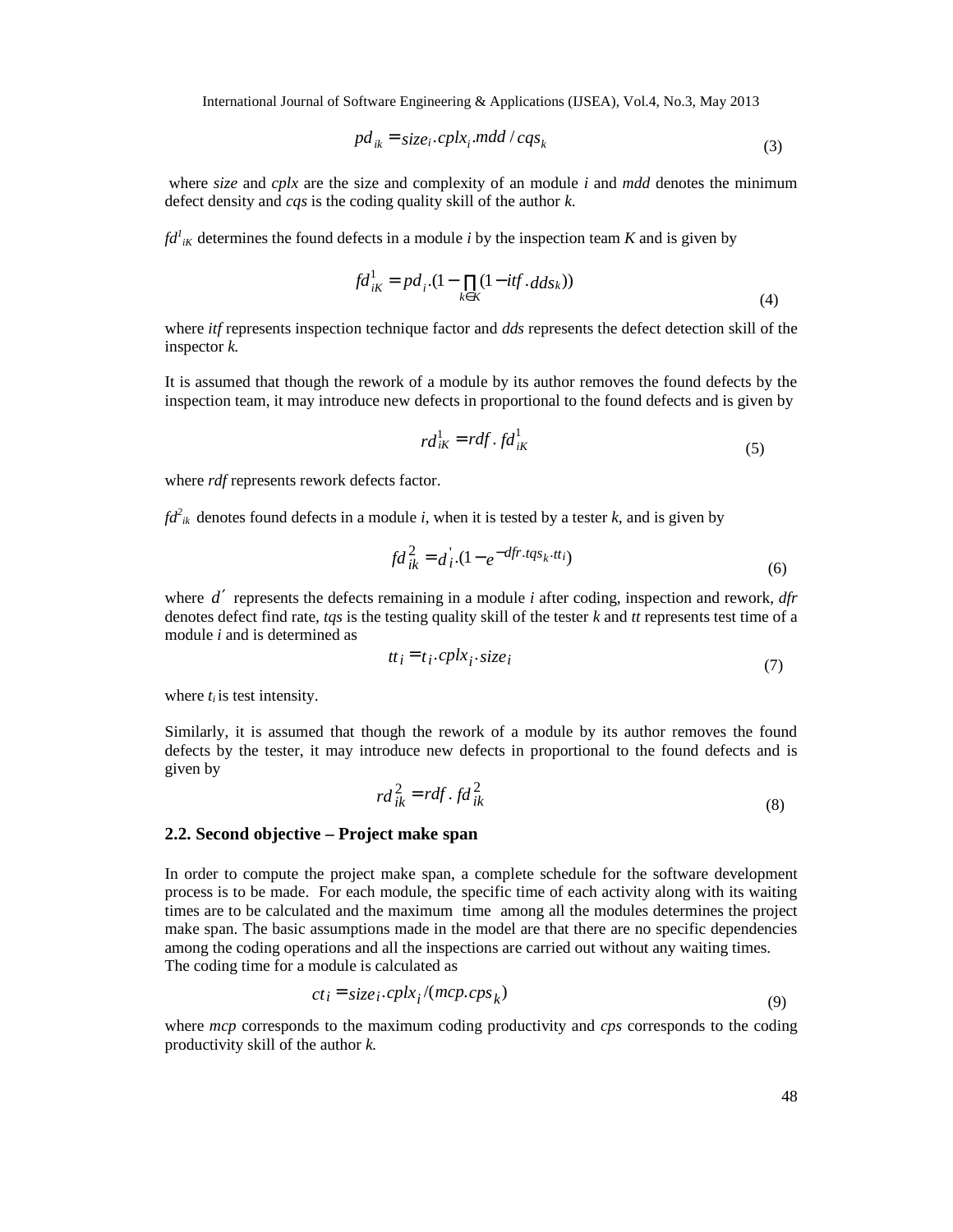$$pd_{ik} = size_i.cplx_i.mdd / cqs_k \tag{3}$$

where *size* and *cplx* are the size and complexity of an module *i* and *mdd* denotes the minimum defect density and *cqs* is the coding quality skill of the author *k*.

$fd^1_{iK}$ determines the found defects in a module *i* by the inspection team *K* and is given by

$$fd^1_{iK} = pd_i.(1 - \prod_{k \in K}(1 - itf.dds_k)) \tag{4}$$

where *itf* represents inspection technique factor and *dds* represents the defect detection skill of the inspector *k.*

It is assumed that though the rework of a module by its author removes the found defects by the inspection team, it may introduce new defects in proportional to the found defects and is given by

$$rd^1_{iK} = rdf.fd^1_{iK} \tag{5}$$

where *rdf* represents rework defects factor.

$fd^2_{ik}$ denotes found defects in a module *i*, when it is tested by a tester *k*, and is given by

$$fd^2_{ik} = d'_i.(1 - e^{-dfr.tqs_k.tt_i}) \tag{6}$$

where $d'$ represents the defects remaining in a module *i* after coding, inspection and rework, *dfr* denotes defect find rate, *tqs* is the testing quality skill of the tester *k* and *tt* represents test time of a module *i* and is determined as

$$tt_i = t_i.cplx_i.size_i \tag{7}$$

where $t_i$ is test intensity.

Similarly, it is assumed that though the rework of a module by its author removes the found defects by the tester, it may introduce new defects in proportional to the found defects and is given by

$$rd^2_{ik} = rdf.fd^2_{ik} \tag{8}$$

### 2.2. Second objective – Project make span

In order to compute the project make span, a complete schedule for the software development process is to be made. For each module, the specific time of each activity along with its waiting times are to be calculated and the maximum time among all the modules determines the project make span. The basic assumptions made in the model are that there are no specific dependencies among the coding operations and all the inspections are carried out without any waiting times.
The coding time for a module is calculated as

$$ct_i = size_i.cplx_i / (mcp.cps_k) \tag{9}$$

where *mcp* corresponds to the maximum coding productivity and *cps* corresponds to the coding productivity skill of the author *k.*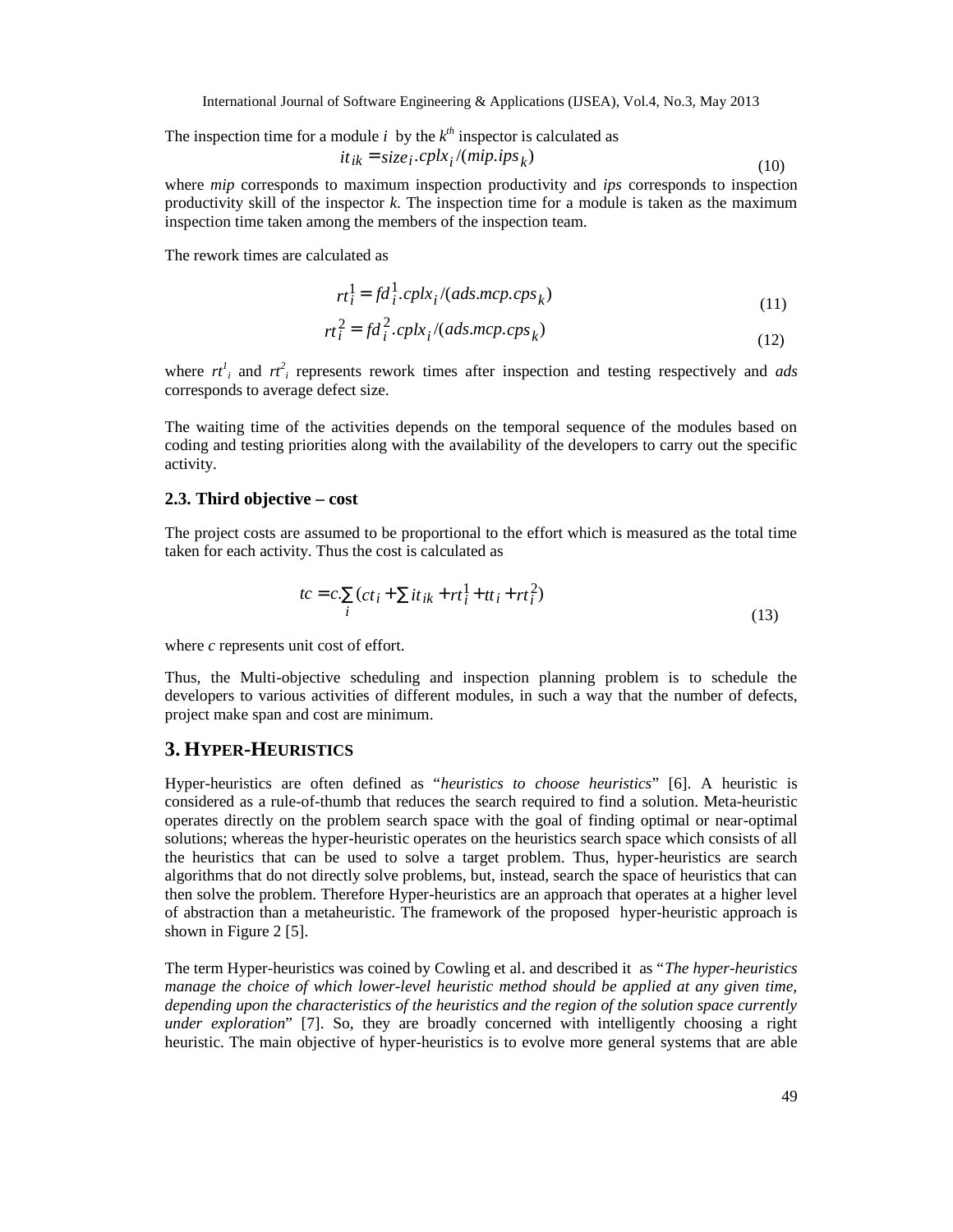The inspection time for a module $i$ by the $k^{th}$ inspector is calculated as

$$it_{ik} = size_i.cplx_i/(mip.ips_k) \tag{10}$$

where *mip* corresponds to maximum inspection productivity and *ips* corresponds to inspection productivity skill of the inspector *k*. The inspection time for a module is taken as the maximum inspection time taken among the members of the inspection team.

The rework times are calculated as

$$rt_i^1 = fd_i^1.cplx_i/(ads.mcp.cps_k) \tag{11}$$

$$rt_i^2 = fd_i^2.cplx_i/(ads.mcp.cps_k) \tag{12}$$

where $rt^1_i$ and $rt^2_i$ represents rework times after inspection and testing respectively and *ads* corresponds to average defect size.

The waiting time of the activities depends on the temporal sequence of the modules based on coding and testing priorities along with the availability of the developers to carry out the specific activity.

### 2.3. Third objective – cost

The project costs are assumed to be proportional to the effort which is measured as the total time taken for each activity. Thus the cost is calculated as

$$tc = c.\sum_i (ct_i + \sum it_{ik} + rt_i^1 + tt_i + rt_i^2) \tag{13}$$

where *c* represents unit cost of effort.

Thus, the Multi-objective scheduling and inspection planning problem is to schedule the developers to various activities of different modules, in such a way that the number of defects, project make span and cost are minimum.

## 3. HYPER-HEURISTICS

Hyper-heuristics are often defined as "*heuristics to choose heuristics*" [6]. A heuristic is considered as a rule-of-thumb that reduces the search required to find a solution. Meta-heuristic operates directly on the problem search space with the goal of finding optimal or near-optimal solutions; whereas the hyper-heuristic operates on the heuristics search space which consists of all the heuristics that can be used to solve a target problem. Thus, hyper-heuristics are search algorithms that do not directly solve problems, but, instead, search the space of heuristics that can then solve the problem. Therefore Hyper-heuristics are an approach that operates at a higher level of abstraction than a metaheuristic. The framework of the proposed hyper-heuristic approach is shown in Figure 2 [5].

The term Hyper-heuristics was coined by Cowling et al. and described it as "*The hyper-heuristics manage the choice of which lower-level heuristic method should be applied at any given time, depending upon the characteristics of the heuristics and the region of the solution space currently under exploration*" [7]. So, they are broadly concerned with intelligently choosing a right heuristic. The main objective of hyper-heuristics is to evolve more general systems that are able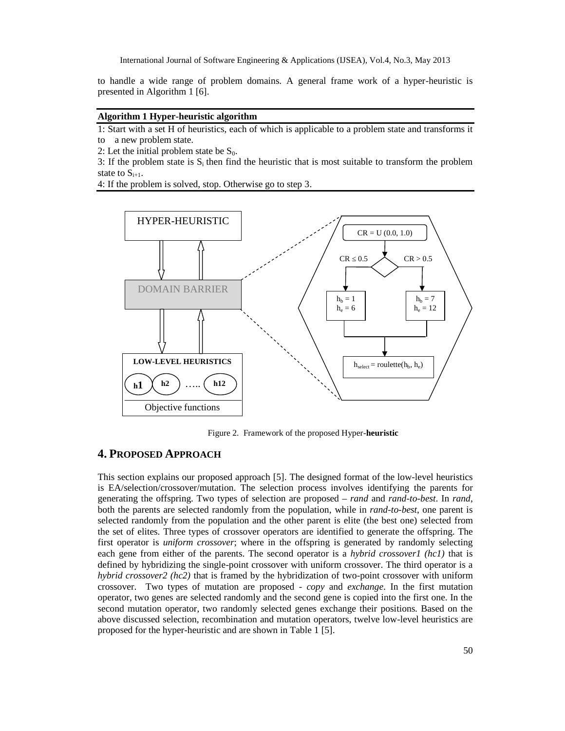to handle a wide range of problem domains. A general frame work of a hyper-heuristic is presented in Algorithm 1 [6].

**Algorithm 1 Hyper-heuristic algorithm**

1: Start with a set H of heuristics, each of which is applicable to a problem state and transforms it to a new problem state.
2: Let the initial problem state be $S_0$.
3: If the problem state is $S_i$ then find the heuristic that is most suitable to transform the problem state to $S_{i+1}$.
4: If the problem is solved, stop. Otherwise go to step 3.

Figure 2. Framework of the proposed Hyper-**heuristic**

## 4. PROPOSED APPROACH

This section explains our proposed approach [5]. The designed format of the low-level heuristics is EA/selection/crossover/mutation. The selection process involves identifying the parents for generating the offspring. Two types of selection are proposed – *rand* and *rand-to-best*. In *rand*, both the parents are selected randomly from the population, while in *rand-to-best*, one parent is selected randomly from the population and the other parent is elite (the best one) selected from the set of elites. Three types of crossover operators are identified to generate the offspring. The first operator is *uniform crossover*; where in the offspring is generated by randomly selecting each gene from either of the parents. The second operator is a *hybrid crossover1 (hc1)* that is defined by hybridizing the single-point crossover with uniform crossover. The third operator is a *hybrid crossover2 (hc2)* that is framed by the hybridization of two-point crossover with uniform crossover. Two types of mutation are proposed - *copy* and *exchange*. In the first mutation operator, two genes are selected randomly and the second gene is copied into the first one. In the second mutation operator, two randomly selected genes exchange their positions. Based on the above discussed selection, recombination and mutation operators, twelve low-level heuristics are proposed for the hyper-heuristic and are shown in Table 1 [5].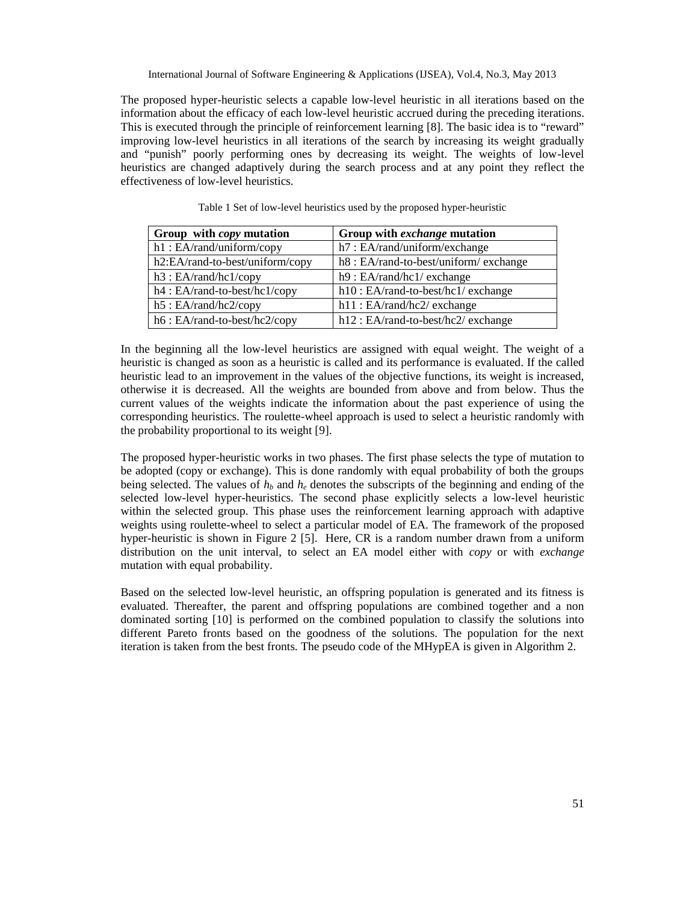The proposed hyper-heuristic selects a capable low-level heuristic in all iterations based on the information about the efficacy of each low-level heuristic accrued during the preceding iterations. This is executed through the principle of reinforcement learning [8]. The basic idea is to "reward" improving low-level heuristics in all iterations of the search by increasing its weight gradually and "punish" poorly performing ones by decreasing its weight. The weights of low-level heuristics are changed adaptively during the search process and at any point they reflect the effectiveness of low-level heuristics.

Table 1 Set of low-level heuristics used by the proposed hyper-heuristic

| **Group with *copy* mutation** | **Group with *exchange* mutation** |
|---|---|
| h1 : EA/rand/uniform/copy | h7 : EA/rand/uniform/exchange |
| h2:EA/rand-to-best/uniform/copy | h8 : EA/rand-to-best/uniform/ exchange |
| h3 : EA/rand/hc1/copy | h9 : EA/rand/hc1/ exchange |
| h4 : EA/rand-to-best/hc1/copy | h10 : EA/rand-to-best/hc1/ exchange |
| h5 : EA/rand/hc2/copy | h11 : EA/rand/hc2/ exchange |
| h6 : EA/rand-to-best/hc2/copy | h12 : EA/rand-to-best/hc2/ exchange |

In the beginning all the low-level heuristics are assigned with equal weight. The weight of a heuristic is changed as soon as a heuristic is called and its performance is evaluated. If the called heuristic lead to an improvement in the values of the objective functions, its weight is increased, otherwise it is decreased. All the weights are bounded from above and from below. Thus the current values of the weights indicate the information about the past experience of using the corresponding heuristics. The roulette-wheel approach is used to select a heuristic randomly with the probability proportional to its weight [9].

The proposed hyper-heuristic works in two phases. The first phase selects the type of mutation to be adopted (copy or exchange). This is done randomly with equal probability of both the groups being selected. The values of $h_b$ and $h_e$ denotes the subscripts of the beginning and ending of the selected low-level hyper-heuristics. The second phase explicitly selects a low-level heuristic within the selected group. This phase uses the reinforcement learning approach with adaptive weights using roulette-wheel to select a particular model of EA. The framework of the proposed hyper-heuristic is shown in Figure 2 [5]. Here, CR is a random number drawn from a uniform distribution on the unit interval, to select an EA model either with *copy* or with *exchange* mutation with equal probability.

Based on the selected low-level heuristic, an offspring population is generated and its fitness is evaluated. Thereafter, the parent and offspring populations are combined together and a non dominated sorting [10] is performed on the combined population to classify the solutions into different Pareto fronts based on the goodness of the solutions. The population for the next iteration is taken from the best fronts. The pseudo code of the MHypEA is given in Algorithm 2.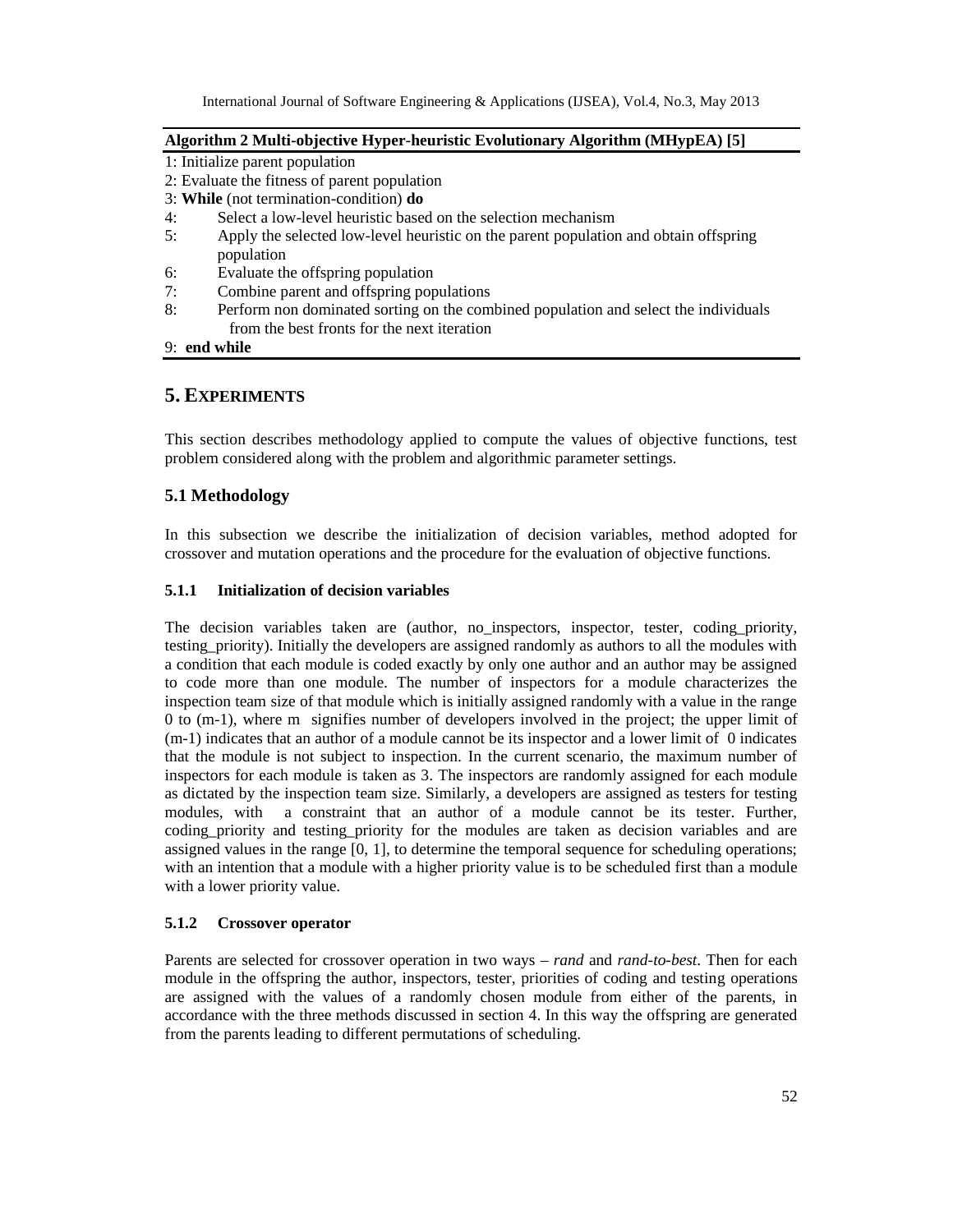**Algorithm 2 Multi-objective Hyper-heuristic Evolutionary Algorithm (MHypEA) [5]**

1: Initialize parent population
2: Evaluate the fitness of parent population
3: **While** (not termination-condition) **do**
4: Select a low-level heuristic based on the selection mechanism
5: Apply the selected low-level heuristic on the parent population and obtain offspring population
6: Evaluate the offspring population
7: Combine parent and offspring populations
8: Perform non dominated sorting on the combined population and select the individuals from the best fronts for the next iteration
9: **end while**

## 5. EXPERIMENTS

This section describes methodology applied to compute the values of objective functions, test problem considered along with the problem and algorithmic parameter settings.

### 5.1 Methodology

In this subsection we describe the initialization of decision variables, method adopted for crossover and mutation operations and the procedure for the evaluation of objective functions.

#### 5.1.1 Initialization of decision variables

The decision variables taken are (author, no_inspectors, inspector, tester, coding_priority, testing_priority). Initially the developers are assigned randomly as authors to all the modules with a condition that each module is coded exactly by only one author and an author may be assigned to code more than one module. The number of inspectors for a module characterizes the inspection team size of that module which is initially assigned randomly with a value in the range 0 to (m-1), where m signifies number of developers involved in the project; the upper limit of (m-1) indicates that an author of a module cannot be its inspector and a lower limit of 0 indicates that the module is not subject to inspection. In the current scenario, the maximum number of inspectors for each module is taken as 3. The inspectors are randomly assigned for each module as dictated by the inspection team size. Similarly, a developers are assigned as testers for testing modules, with a constraint that an author of a module cannot be its tester. Further, coding_priority and testing_priority for the modules are taken as decision variables and are assigned values in the range [0, 1], to determine the temporal sequence for scheduling operations; with an intention that a module with a higher priority value is to be scheduled first than a module with a lower priority value.

#### 5.1.2 Crossover operator

Parents are selected for crossover operation in two ways – *rand* and *rand-to-best*. Then for each module in the offspring the author, inspectors, tester, priorities of coding and testing operations are assigned with the values of a randomly chosen module from either of the parents, in accordance with the three methods discussed in section 4. In this way the offspring are generated from the parents leading to different permutations of scheduling.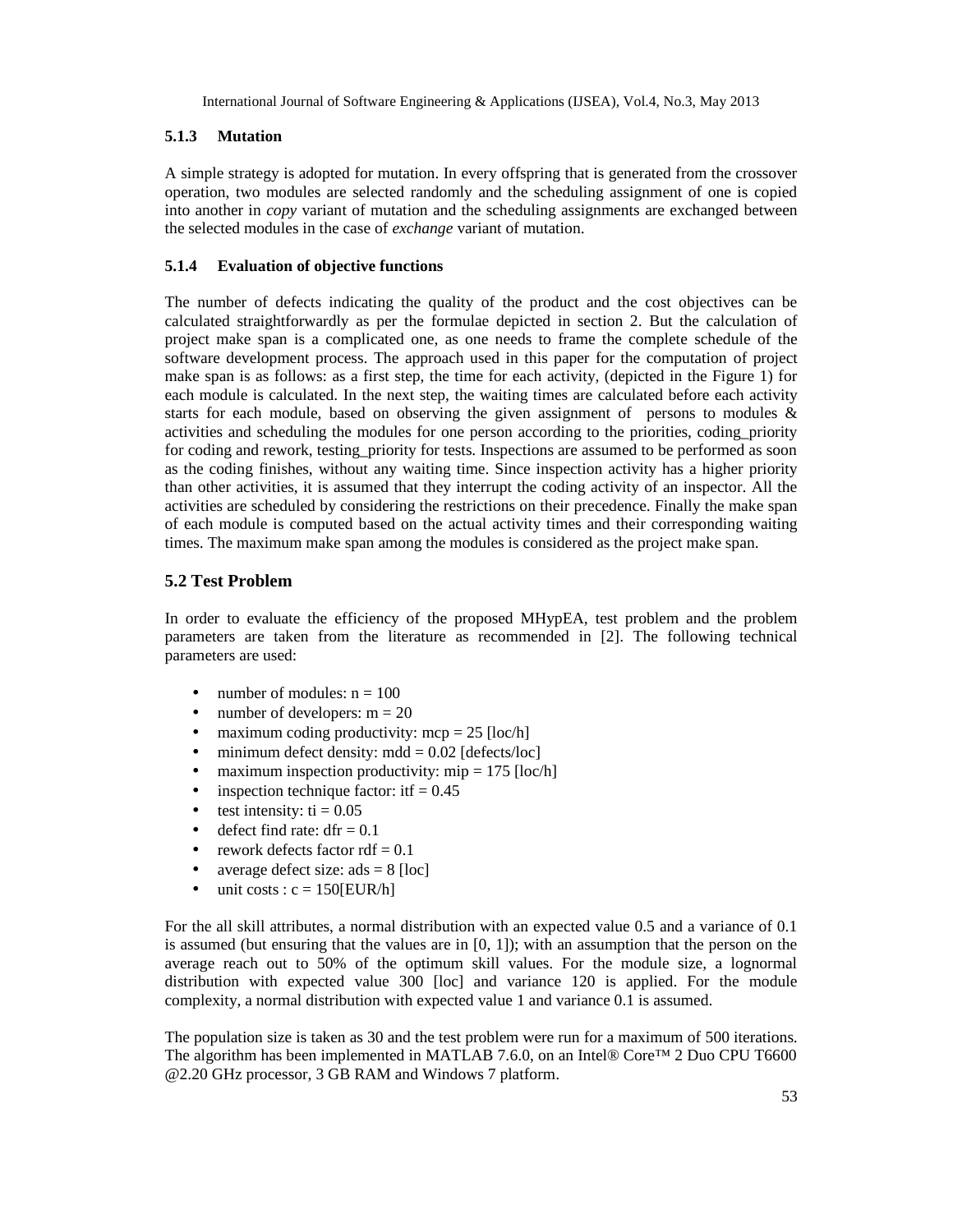### 5.1.3 Mutation

A simple strategy is adopted for mutation. In every offspring that is generated from the crossover operation, two modules are selected randomly and the scheduling assignment of one is copied into another in *copy* variant of mutation and the scheduling assignments are exchanged between the selected modules in the case of *exchange* variant of mutation.

### 5.1.4 Evaluation of objective functions

The number of defects indicating the quality of the product and the cost objectives can be calculated straightforwardly as per the formulae depicted in section 2. But the calculation of project make span is a complicated one, as one needs to frame the complete schedule of the software development process. The approach used in this paper for the computation of project make span is as follows: as a first step, the time for each activity, (depicted in the Figure 1) for each module is calculated. In the next step, the waiting times are calculated before each activity starts for each module, based on observing the given assignment of persons to modules & activities and scheduling the modules for one person according to the priorities, coding_priority for coding and rework, testing_priority for tests. Inspections are assumed to be performed as soon as the coding finishes, without any waiting time. Since inspection activity has a higher priority than other activities, it is assumed that they interrupt the coding activity of an inspector. All the activities are scheduled by considering the restrictions on their precedence. Finally the make span of each module is computed based on the actual activity times and their corresponding waiting times. The maximum make span among the modules is considered as the project make span.

## 5.2 Test Problem

In order to evaluate the efficiency of the proposed MHypEA, test problem and the problem parameters are taken from the literature as recommended in [2]. The following technical parameters are used:

- number of modules: $n = 100$
- number of developers: $m = 20$
- maximum coding productivity: $mcp = 25$ [loc/h]
- minimum defect density: $mdd = 0.02$ [defects/loc]
- maximum inspection productivity: $mip = 175$ [loc/h]
- inspection technique factor: $itf = 0.45$
- test intensity: $ti = 0.05$
- defect find rate: $dfr = 0.1$
- rework defects factor $rdf = 0.1$
- average defect size: $ads = 8$ [loc]
- unit costs : $c = 150$[EUR/h]

For the all skill attributes, a normal distribution with an expected value 0.5 and a variance of 0.1 is assumed (but ensuring that the values are in [0, 1]); with an assumption that the person on the average reach out to 50% of the optimum skill values. For the module size, a lognormal distribution with expected value 300 [loc] and variance 120 is applied. For the module complexity, a normal distribution with expected value 1 and variance 0.1 is assumed.

The population size is taken as 30 and the test problem were run for a maximum of 500 iterations. The algorithm has been implemented in MATLAB 7.6.0, on an Intel® Core™ 2 Duo CPU T6600 @2.20 GHz processor, 3 GB RAM and Windows 7 platform.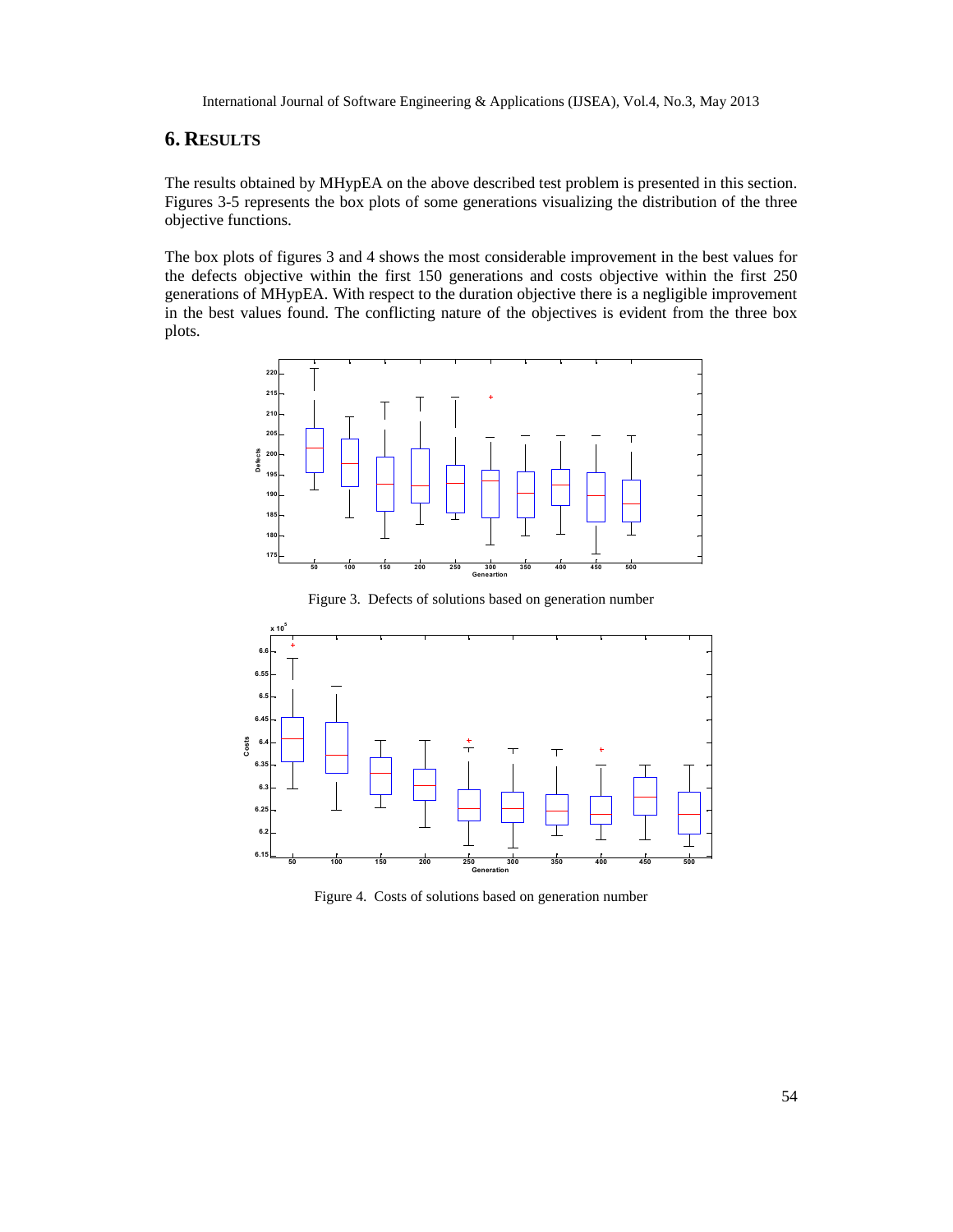## 6. RESULTS

The results obtained by MHypEA on the above described test problem is presented in this section. Figures 3-5 represents the box plots of some generations visualizing the distribution of the three objective functions.

The box plots of figures 3 and 4 shows the most considerable improvement in the best values for the defects objective within the first 150 generations and costs objective within the first 250 generations of MHypEA. With respect to the duration objective there is a negligible improvement in the best values found. The conflicting nature of the objectives is evident from the three box plots.

Figure 3. Defects of solutions based on generation number

Figure 4. Costs of solutions based on generation number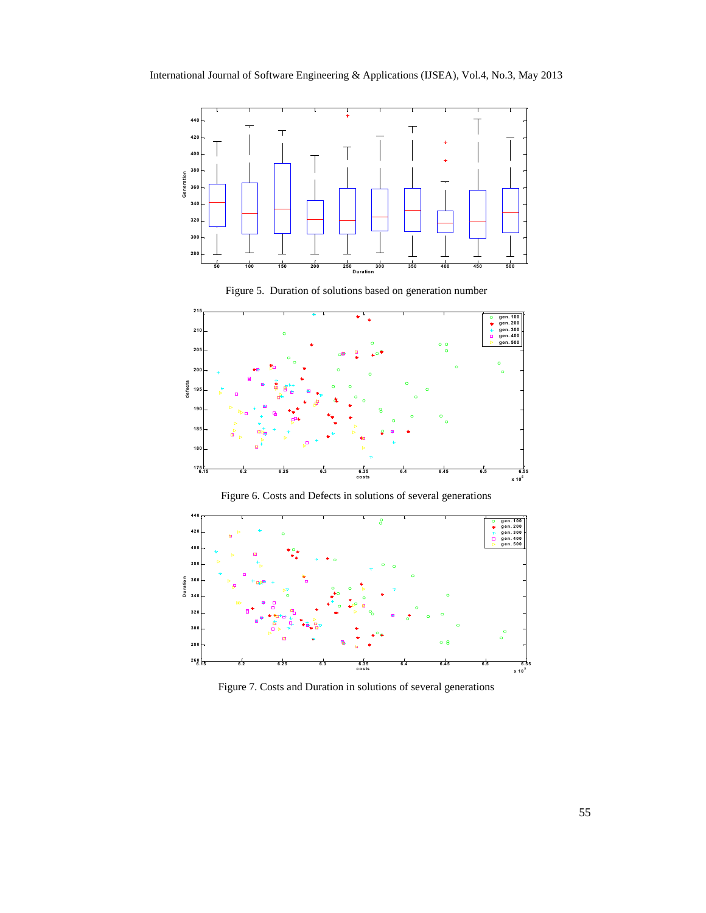Figure 5. Duration of solutions based on generation number

Figure 6. Costs and Defects in solutions of several generations

Figure 7. Costs and Duration in solutions of several generations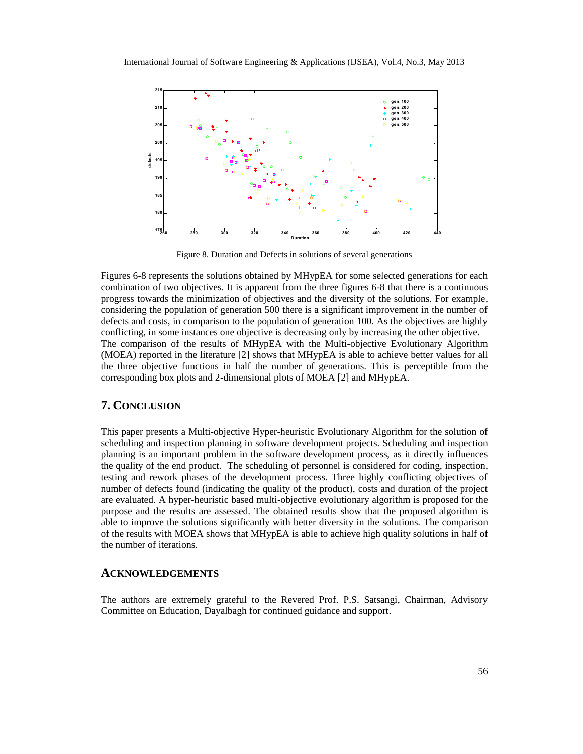Figure 8. Duration and Defects in solutions of several generations

Figures 6-8 represents the solutions obtained by MHypEA for some selected generations for each combination of two objectives. It is apparent from the three figures 6-8 that there is a continuous progress towards the minimization of objectives and the diversity of the solutions. For example, considering the population of generation 500 there is a significant improvement in the number of defects and costs, in comparison to the population of generation 100. As the objectives are highly conflicting, in some instances one objective is decreasing only by increasing the other objective. The comparison of the results of MHypEA with the Multi-objective Evolutionary Algorithm (MOEA) reported in the literature [2] shows that MHypEA is able to achieve better values for all the three objective functions in half the number of generations. This is perceptible from the corresponding box plots and 2-dimensional plots of MOEA [2] and MHypEA.

## 7. CONCLUSION

This paper presents a Multi-objective Hyper-heuristic Evolutionary Algorithm for the solution of scheduling and inspection planning in software development projects. Scheduling and inspection planning is an important problem in the software development process, as it directly influences the quality of the end product. The scheduling of personnel is considered for coding, inspection, testing and rework phases of the development process. Three highly conflicting objectives of number of defects found (indicating the quality of the product), costs and duration of the project are evaluated. A hyper-heuristic based multi-objective evolutionary algorithm is proposed for the purpose and the results are assessed. The obtained results show that the proposed algorithm is able to improve the solutions significantly with better diversity in the solutions. The comparison of the results with MOEA shows that MHypEA is able to achieve high quality solutions in half of the number of iterations.

## ACKNOWLEDGEMENTS

The authors are extremely grateful to the Revered Prof. P.S. Satsangi, Chairman, Advisory Committee on Education, Dayalbagh for continued guidance and support.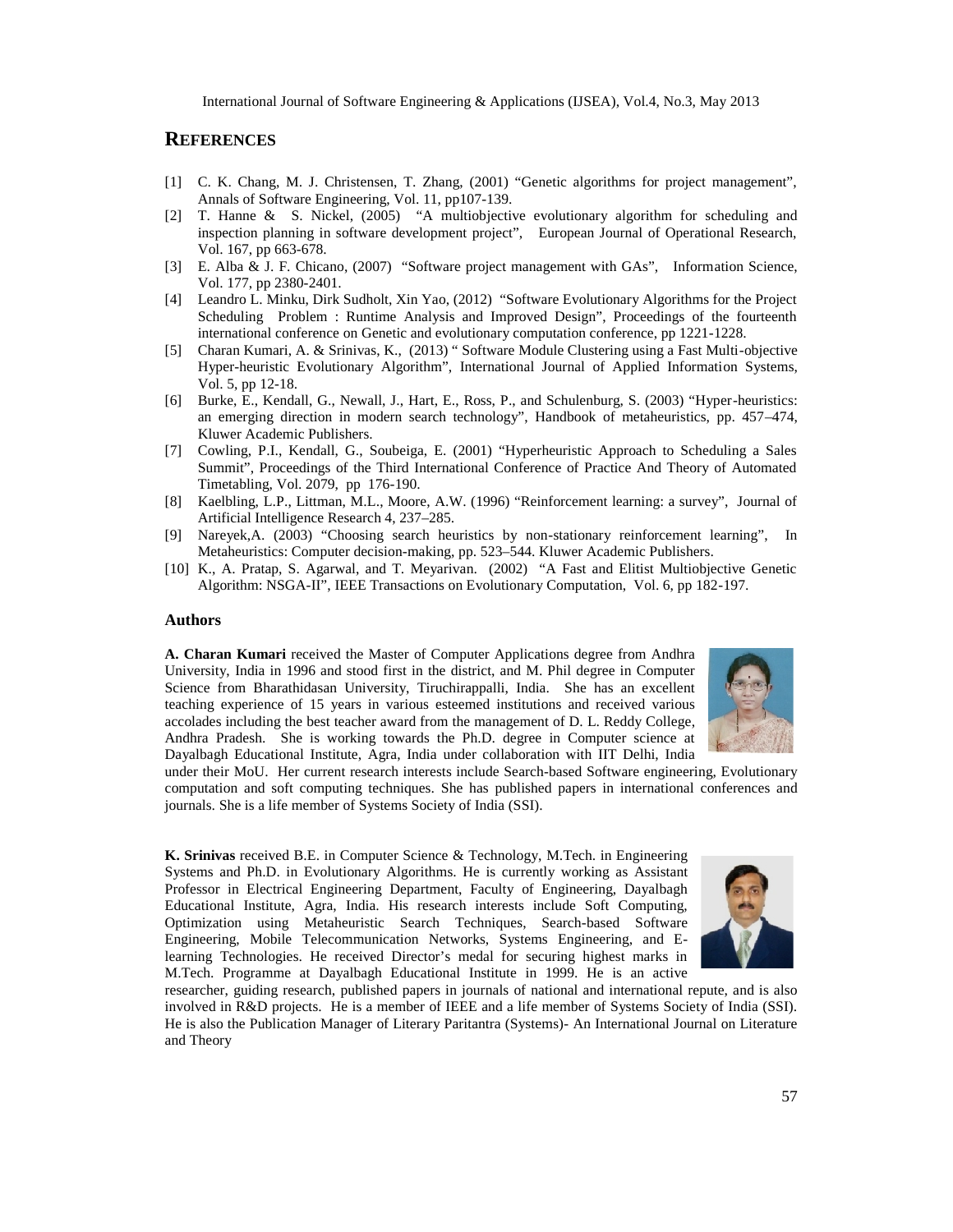## REFERENCES

[1] C. K. Chang, M. J. Christensen, T. Zhang, (2001) "Genetic algorithms for project management", Annals of Software Engineering, Vol. 11, pp107-139.

[2] T. Hanne & S. Nickel, (2005) "A multiobjective evolutionary algorithm for scheduling and inspection planning in software development project", European Journal of Operational Research, Vol. 167, pp 663-678.

[3] E. Alba & J. F. Chicano, (2007) "Software project management with GAs", Information Science, Vol. 177, pp 2380-2401.

[4] Leandro L. Minku, Dirk Sudholt, Xin Yao, (2012) "Software Evolutionary Algorithms for the Project Scheduling Problem : Runtime Analysis and Improved Design", Proceedings of the fourteenth international conference on Genetic and evolutionary computation conference, pp 1221-1228.

[5] Charan Kumari, A. & Srinivas, K., (2013) " Software Module Clustering using a Fast Multi-objective Hyper-heuristic Evolutionary Algorithm", International Journal of Applied Information Systems, Vol. 5, pp 12-18.

[6] Burke, E., Kendall, G., Newall, J., Hart, E., Ross, P., and Schulenburg, S. (2003) "Hyper-heuristics: an emerging direction in modern search technology", Handbook of metaheuristics, pp. 457–474, Kluwer Academic Publishers.

[7] Cowling, P.I., Kendall, G., Soubeiga, E. (2001) "Hyperheuristic Approach to Scheduling a Sales Summit", Proceedings of the Third International Conference of Practice And Theory of Automated Timetabling, Vol. 2079, pp 176-190.

[8] Kaelbling, L.P., Littman, M.L., Moore, A.W. (1996) "Reinforcement learning: a survey", Journal of Artificial Intelligence Research 4, 237–285.

[9] Nareyek,A. (2003) "Choosing search heuristics by non-stationary reinforcement learning", In Metaheuristics: Computer decision-making, pp. 523–544. Kluwer Academic Publishers.

[10] K., A. Pratap, S. Agarwal, and T. Meyarivan. (2002) "A Fast and Elitist Multiobjective Genetic Algorithm: NSGA-II", IEEE Transactions on Evolutionary Computation, Vol. 6, pp 182-197.

### Authors

**A. Charan Kumari** received the Master of Computer Applications degree from Andhra University, India in 1996 and stood first in the district, and M. Phil degree in Computer Science from Bharathidasan University, Tiruchirappalli, India. She has an excellent teaching experience of 15 years in various esteemed institutions and received various accolades including the best teacher award from the management of D. L. Reddy College, Andhra Pradesh. She is working towards the Ph.D. degree in Computer science at Dayalbagh Educational Institute, Agra, India under collaboration with IIT Delhi, India under their MoU. Her current research interests include Search-based Software engineering, Evolutionary computation and soft computing techniques. She has published papers in international conferences and journals. She is a life member of Systems Society of India (SSI).

**K. Srinivas** received B.E. in Computer Science & Technology, M.Tech. in Engineering Systems and Ph.D. in Evolutionary Algorithms. He is currently working as Assistant Professor in Electrical Engineering Department, Faculty of Engineering, Dayalbagh Educational Institute, Agra, India. His research interests include Soft Computing, Optimization using Metaheuristic Search Techniques, Search-based Software Engineering, Mobile Telecommunication Networks, Systems Engineering, and E-learning Technologies. He received Director's medal for securing highest marks in M.Tech. Programme at Dayalbagh Educational Institute in 1999. He is an active researcher, guiding research, published papers in journals of national and international repute, and is also involved in R&D projects. He is a member of IEEE and a life member of Systems Society of India (SSI). He is also the Publication Manager of Literary Paritantra (Systems)- An International Journal on Literature and Theory